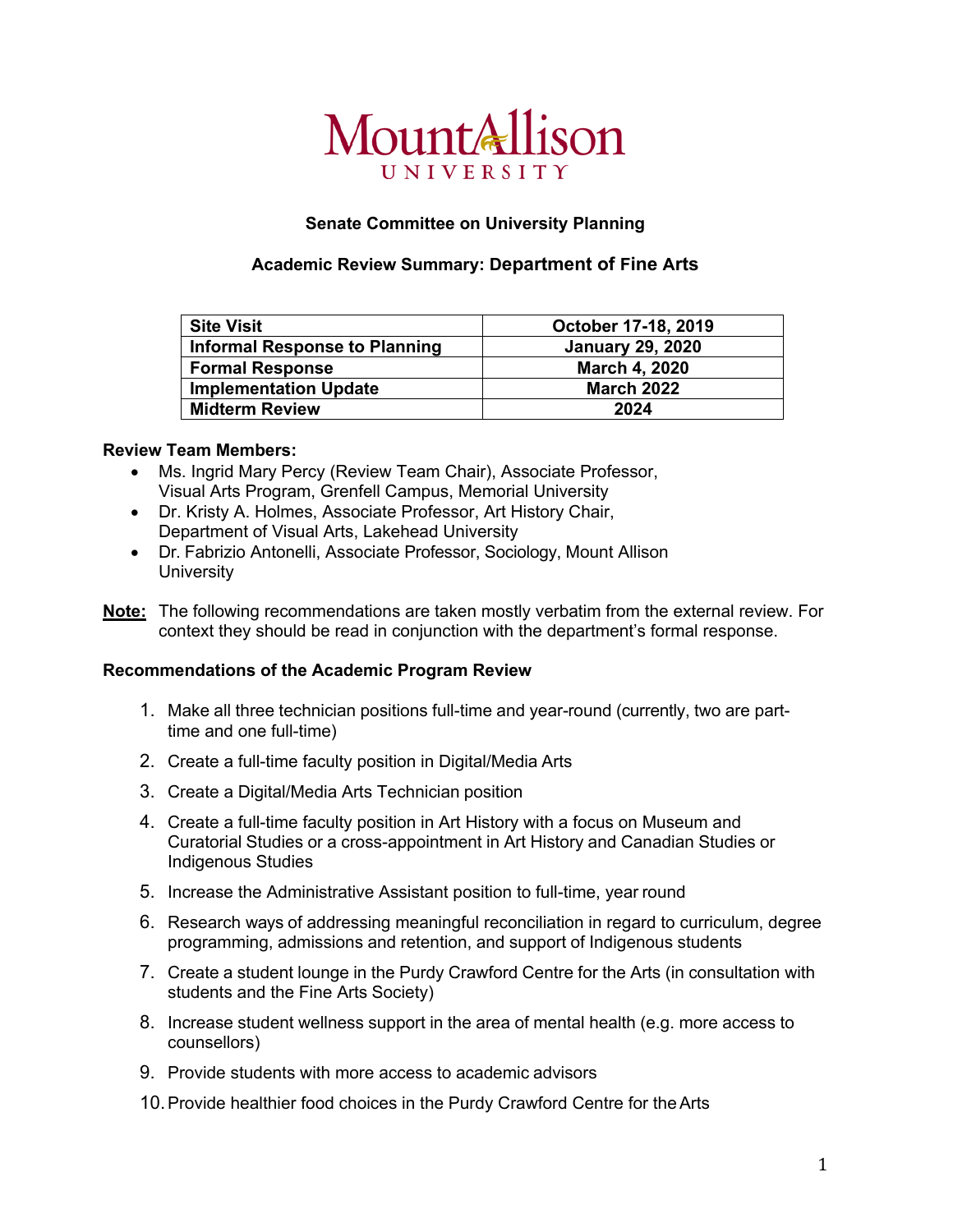# Mount Allison University

### Senate Committee on University Planning

### Academic Review Summary: Department of Fine Arts

| Site Visit | October 17-18, 2019 |
| --- | --- |
| Informal Response to Planning | January 29, 2020 |
| Formal Response | March 4, 2020 |
| Implementation Update | March 2022 |
| Midterm Review | 2024 |

**Review Team Members:**

- Ms. Ingrid Mary Percy (Review Team Chair), Associate Professor, Visual Arts Program, Grenfell Campus, Memorial University
- Dr. Kristy A. Holmes, Associate Professor, Art History Chair, Department of Visual Arts, Lakehead University
- Dr. Fabrizio Antonelli, Associate Professor, Sociology, Mount Allison University

**Note:** The following recommendations are taken mostly verbatim from the external review. For context they should be read in conjunction with the department's formal response.

**Recommendations of the Academic Program Review**

1. Make all three technician positions full-time and year-round (currently, two are part-time and one full-time)
2. Create a full-time faculty position in Digital/Media Arts
3. Create a Digital/Media Arts Technician position
4. Create a full-time faculty position in Art History with a focus on Museum and Curatorial Studies or a cross-appointment in Art History and Canadian Studies or Indigenous Studies
5. Increase the Administrative Assistant position to full-time, year round
6. Research ways of addressing meaningful reconciliation in regard to curriculum, degree programming, admissions and retention, and support of Indigenous students
7. Create a student lounge in the Purdy Crawford Centre for the Arts (in consultation with students and the Fine Arts Society)
8. Increase student wellness support in the area of mental health (e.g. more access to counsellors)
9. Provide students with more access to academic advisors
10. Provide healthier food choices in the Purdy Crawford Centre for the Arts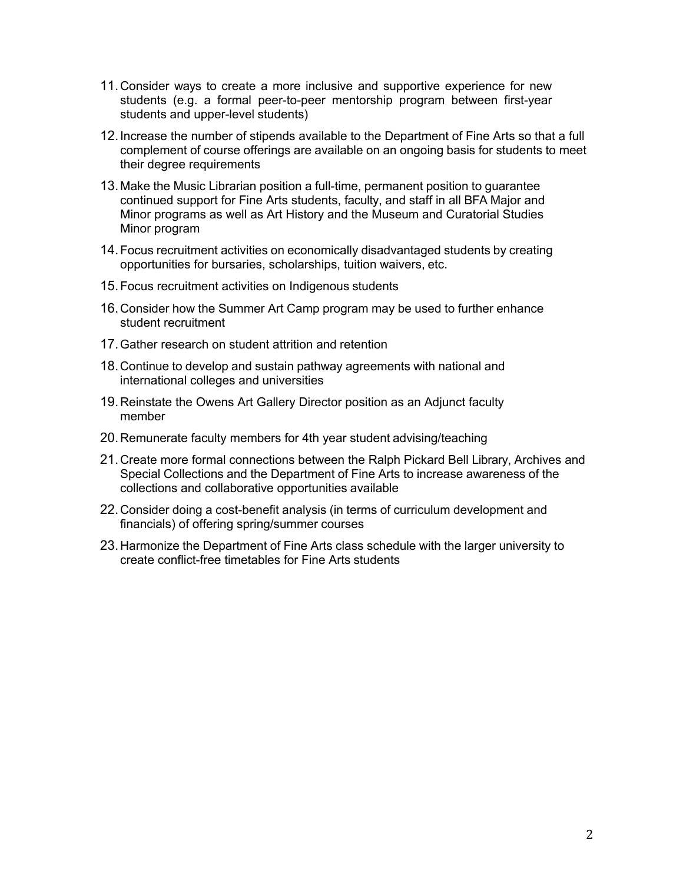11. Consider ways to create a more inclusive and supportive experience for new students (e.g. a formal peer-to-peer mentorship program between first-year students and upper-level students)
12. Increase the number of stipends available to the Department of Fine Arts so that a full complement of course offerings are available on an ongoing basis for students to meet their degree requirements
13. Make the Music Librarian position a full-time, permanent position to guarantee continued support for Fine Arts students, faculty, and staff in all BFA Major and Minor programs as well as Art History and the Museum and Curatorial Studies Minor program
14. Focus recruitment activities on economically disadvantaged students by creating opportunities for bursaries, scholarships, tuition waivers, etc.
15. Focus recruitment activities on Indigenous students
16. Consider how the Summer Art Camp program may be used to further enhance student recruitment
17. Gather research on student attrition and retention
18. Continue to develop and sustain pathway agreements with national and international colleges and universities
19. Reinstate the Owens Art Gallery Director position as an Adjunct faculty member
20. Remunerate faculty members for 4th year student advising/teaching
21. Create more formal connections between the Ralph Pickard Bell Library, Archives and Special Collections and the Department of Fine Arts to increase awareness of the collections and collaborative opportunities available
22. Consider doing a cost-benefit analysis (in terms of curriculum development and financials) of offering spring/summer courses
23. Harmonize the Department of Fine Arts class schedule with the larger university to create conflict-free timetables for Fine Arts students